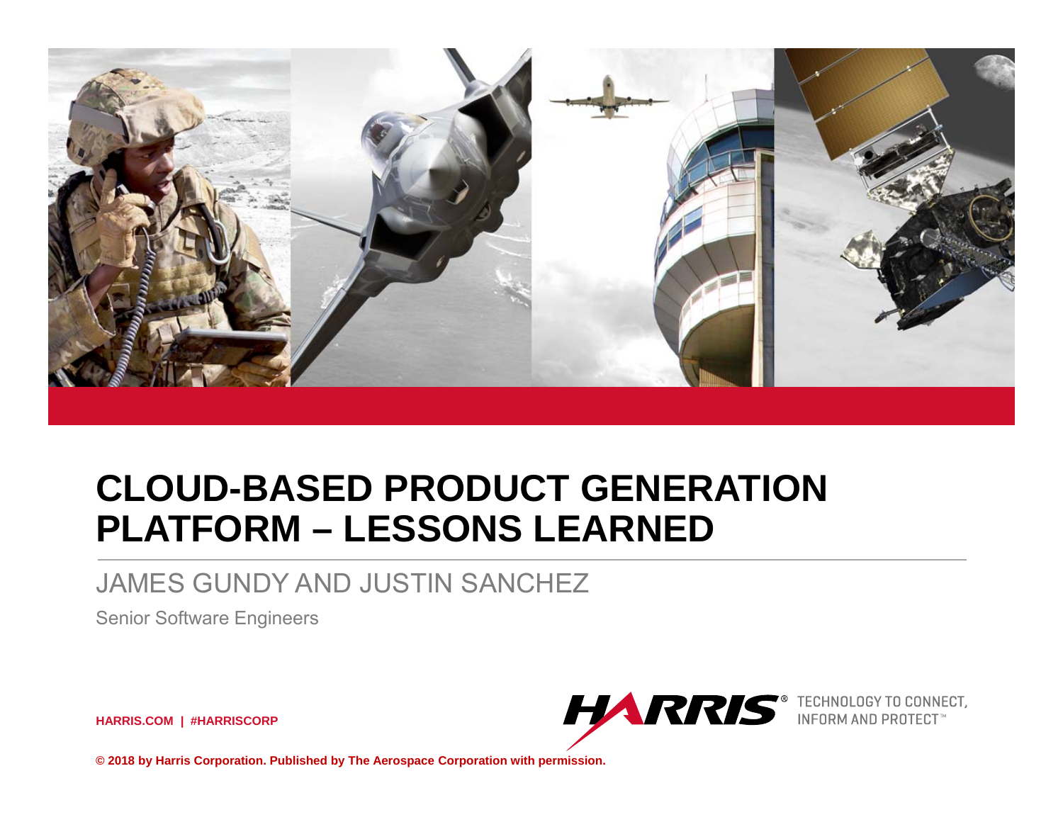# CLOUD-BASED PRODUCT GENERATION PLATFORM – LESSONS LEARNED

JAMES GUNDY AND JUSTIN SANCHEZ

Senior Software Engineers

HARRIS.COM | #HARRISCORP

HARRIS® TECHNOLOGY TO CONNECT, INFORM AND PROTECT™

**© 2018 by Harris Corporation. Published by The Aerospace Corporation with permission.**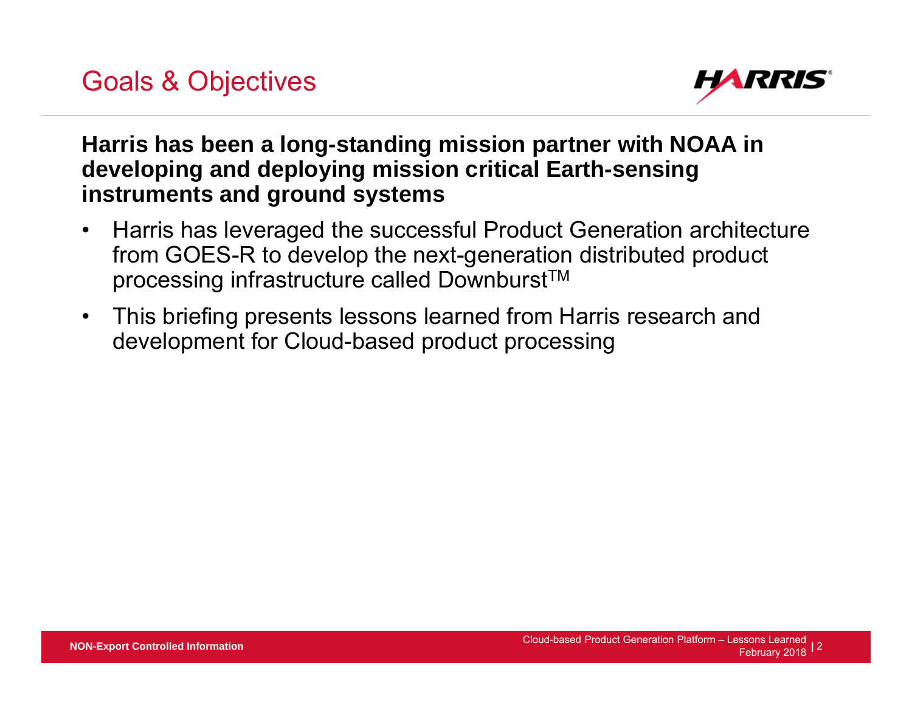## Goals & Objectives

**Harris has been a long-standing mission partner with NOAA in developing and deploying mission critical Earth-sensing instruments and ground systems**

- Harris has leveraged the successful Product Generation architecture from GOES-R to develop the next-generation distributed product processing infrastructure called Downburst™
- This briefing presents lessons learned from Harris research and development for Cloud-based product processing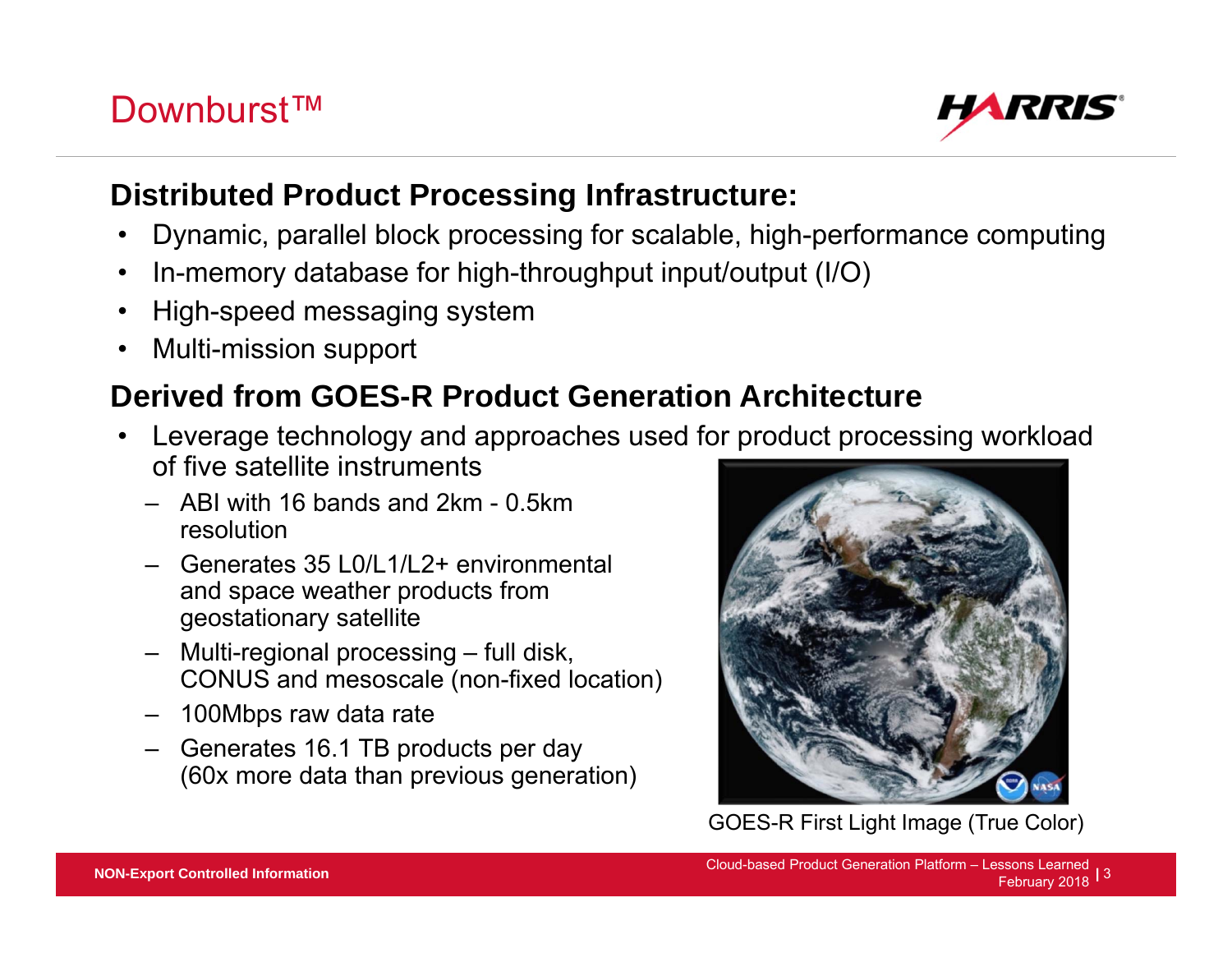# Downburst™

## Distributed Product Processing Infrastructure:

- Dynamic, parallel block processing for scalable, high-performance computing
- In-memory database for high-throughput input/output (I/O)
- High-speed messaging system
- Multi-mission support

## Derived from GOES-R Product Generation Architecture

- Leverage technology and approaches used for product processing workload of five satellite instruments
  - ABI with 16 bands and 2km - 0.5km resolution
  - Generates 35 L0/L1/L2+ environmental and space weather products from geostationary satellite
  - Multi-regional processing – full disk, CONUS and mesoscale (non-fixed location)
  - 100Mbps raw data rate
  - Generates 16.1 TB products per day (60x more data than previous generation)

GOES-R First Light Image (True Color)

NON-Export Controlled Information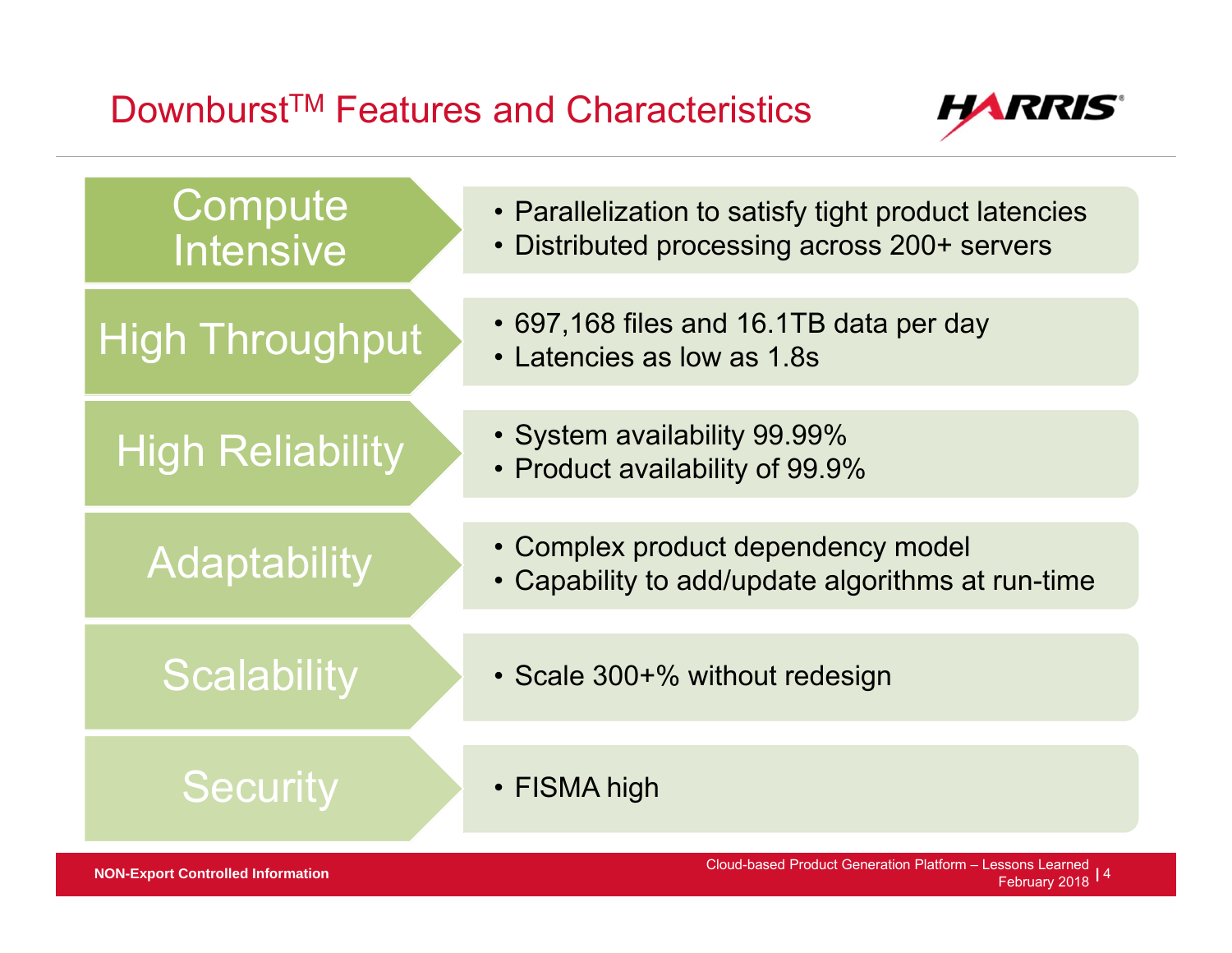# Downburst™ Features and Characteristics

**Compute Intensive**
- Parallelization to satisfy tight product latencies
- Distributed processing across 200+ servers

**High Throughput**
- 697,168 files and 16.1TB data per day
- Latencies as low as 1.8s

**High Reliability**
- System availability 99.99%
- Product availability of 99.9%

**Adaptability**
- Complex product dependency model
- Capability to add/update algorithms at run-time

**Scalability**
- Scale 300+% without redesign

**Security**
- FISMA high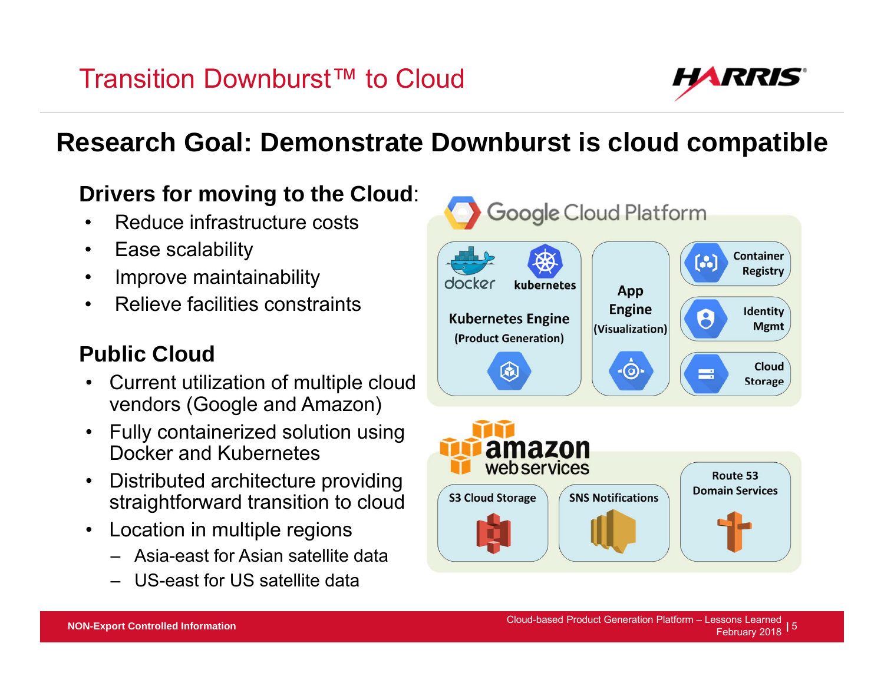# Transition Downburst™ to Cloud

## Research Goal: Demonstrate Downburst is cloud compatible

### Drivers for moving to the Cloud:

- Reduce infrastructure costs
- Ease scalability
- Improve maintainability
- Relieve facilities constraints

### Public Cloud

- Current utilization of multiple cloud vendors (Google and Amazon)
- Fully containerized solution using Docker and Kubernetes
- Distributed architecture providing straightforward transition to cloud
- Location in multiple regions
  - Asia-east for Asian satellite data
  - US-east for US satellite data

Google Cloud Platform

- docker / kubernetes — Kubernetes Engine (Product Generation)
- App Engine (Visualization)
- Container Registry
- Identity Mgmt
- Cloud Storage

amazon web services

- S3 Cloud Storage
- SNS Notifications
- Route 53 Domain Services

NON-Export Controlled Information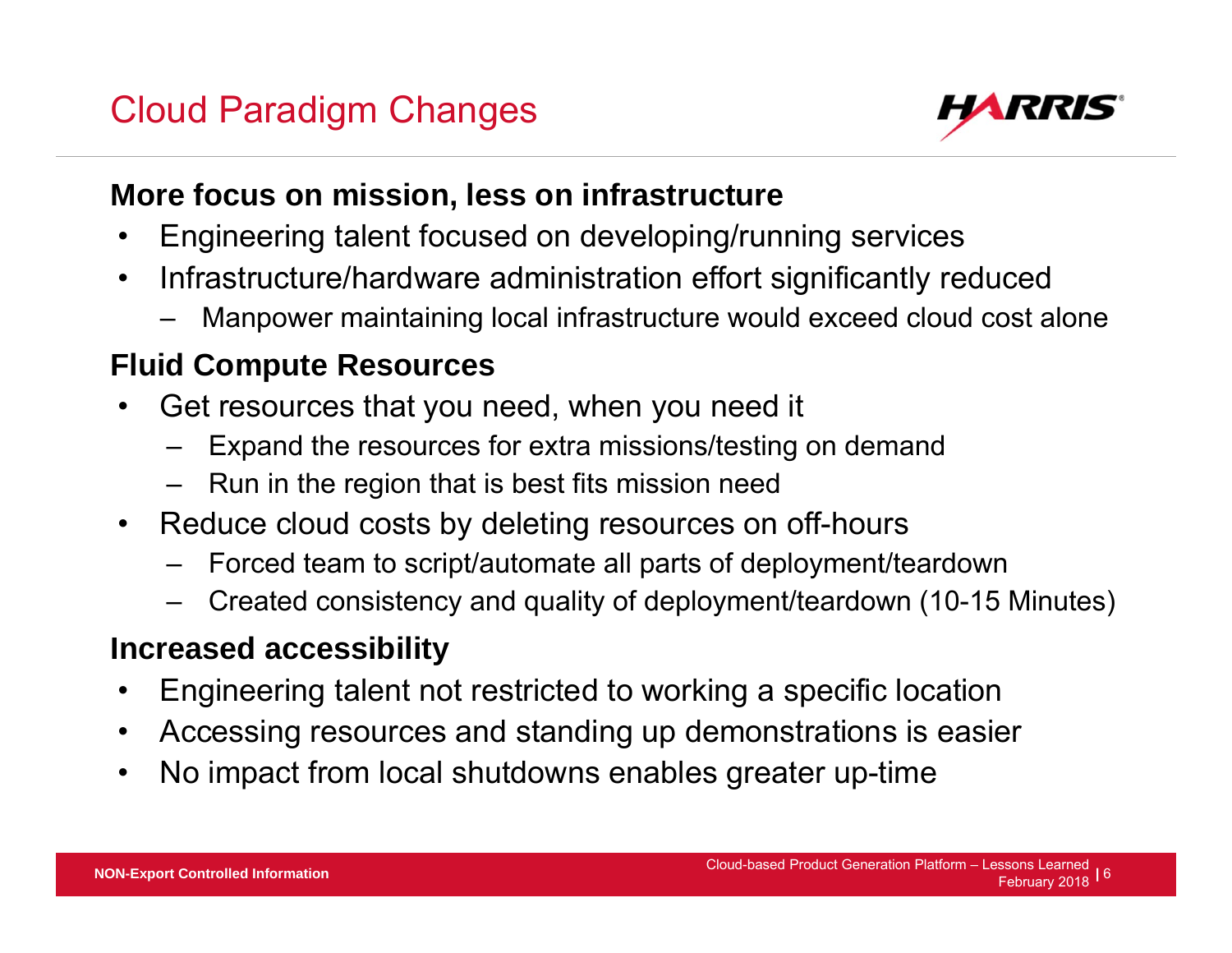# Cloud Paradigm Changes

**More focus on mission, less on infrastructure**

- Engineering talent focused on developing/running services
- Infrastructure/hardware administration effort significantly reduced
  - Manpower maintaining local infrastructure would exceed cloud cost alone

**Fluid Compute Resources**

- Get resources that you need, when you need it
  - Expand the resources for extra missions/testing on demand
  - Run in the region that is best fits mission need
- Reduce cloud costs by deleting resources on off-hours
  - Forced team to script/automate all parts of deployment/teardown
  - Created consistency and quality of deployment/teardown (10-15 Minutes)

**Increased accessibility**

- Engineering talent not restricted to working a specific location
- Accessing resources and standing up demonstrations is easier
- No impact from local shutdowns enables greater up-time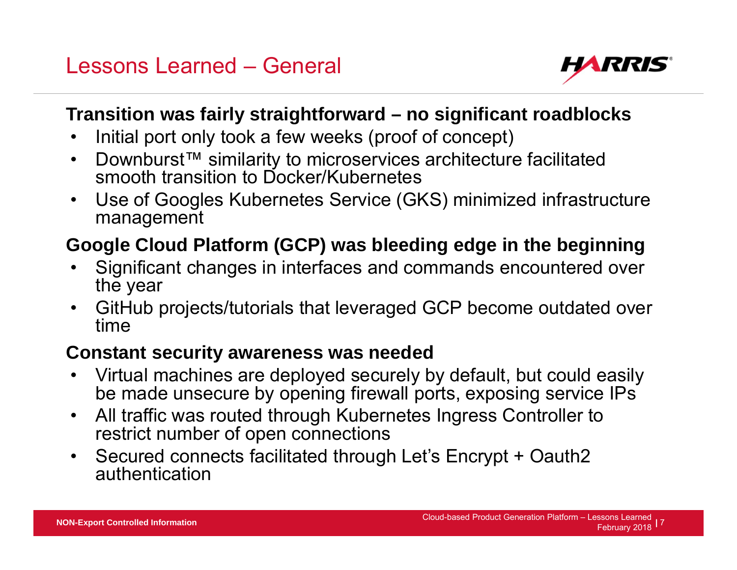# Lessons Learned – General

**Transition was fairly straightforward – no significant roadblocks**

- Initial port only took a few weeks (proof of concept)
- Downburst™ similarity to microservices architecture facilitated smooth transition to Docker/Kubernetes
- Use of Googles Kubernetes Service (GKS) minimized infrastructure management

**Google Cloud Platform (GCP) was bleeding edge in the beginning**

- Significant changes in interfaces and commands encountered over the year
- GitHub projects/tutorials that leveraged GCP become outdated over time

**Constant security awareness was needed**

- Virtual machines are deployed securely by default, but could easily be made unsecure by opening firewall ports, exposing service IPs
- All traffic was routed through Kubernetes Ingress Controller to restrict number of open connections
- Secured connects facilitated through Let's Encrypt + Oauth2 authentication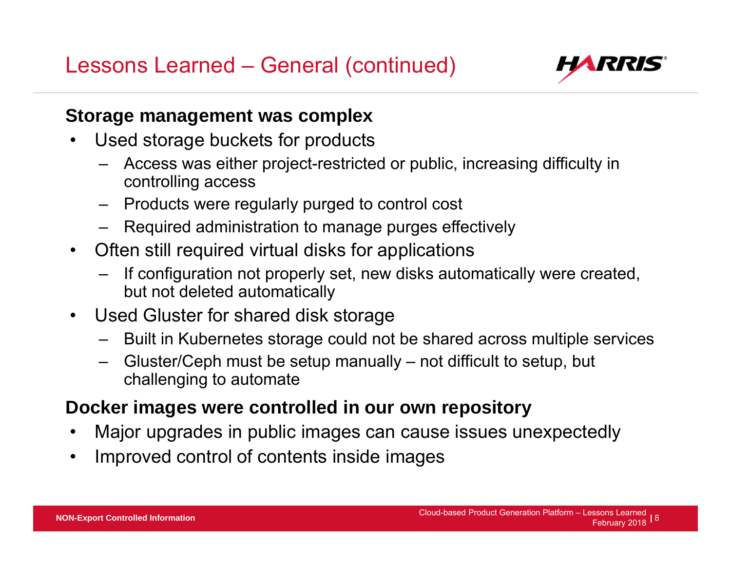# Lessons Learned – General (continued)

**Storage management was complex**

- Used storage buckets for products
  - Access was either project-restricted or public, increasing difficulty in controlling access
  - Products were regularly purged to control cost
  - Required administration to manage purges effectively
- Often still required virtual disks for applications
  - If configuration not properly set, new disks automatically were created, but not deleted automatically
- Used Gluster for shared disk storage
  - Built in Kubernetes storage could not be shared across multiple services
  - Gluster/Ceph must be setup manually – not difficult to setup, but challenging to automate

**Docker images were controlled in our own repository**

- Major upgrades in public images can cause issues unexpectedly
- Improved control of contents inside images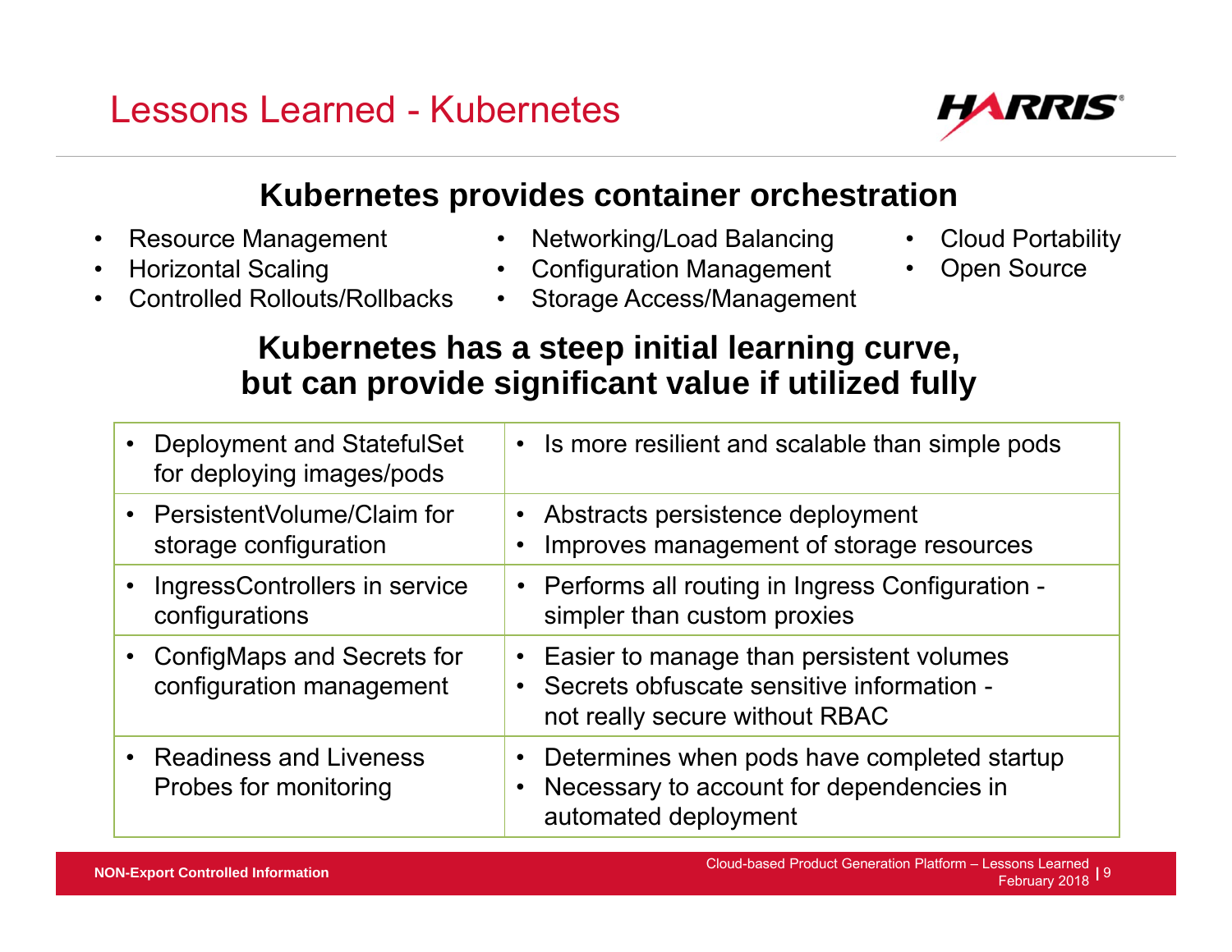# Lessons Learned - Kubernetes

## Kubernetes provides container orchestration

- Resource Management
- Horizontal Scaling
- Controlled Rollouts/Rollbacks
- Networking/Load Balancing
- Configuration Management
- Storage Access/Management
- Cloud Portability
- Open Source

## Kubernetes has a steep initial learning curve, but can provide significant value if utilized fully

| | |
|---|---|
| • Deployment and StatefulSet for deploying images/pods | • Is more resilient and scalable than simple pods |
| • PersistentVolume/Claim for storage configuration | • Abstracts persistence deployment<br>• Improves management of storage resources |
| • IngressControllers in service configurations | • Performs all routing in Ingress Configuration - simpler than custom proxies |
| • ConfigMaps and Secrets for configuration management | • Easier to manage than persistent volumes<br>• Secrets obfuscate sensitive information - not really secure without RBAC |
| • Readiness and Liveness Probes for monitoring | • Determines when pods have completed startup<br>• Necessary to account for dependencies in automated deployment |

NON-Export Controlled Information